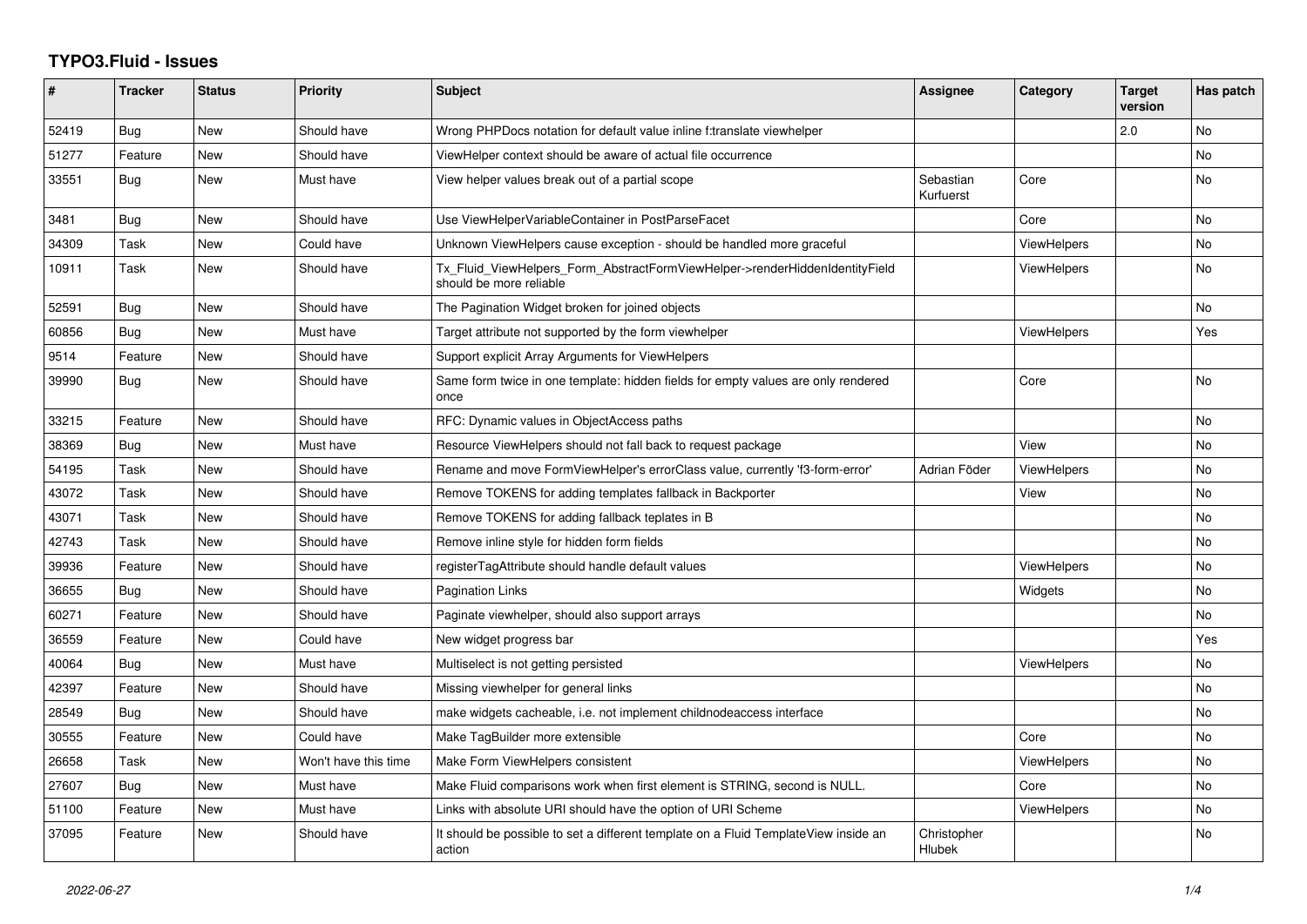# TYPO3.Fluid - Issues

| # | Tracker | Status | Priority | Subject | Assignee | Category | Target version | Has patch |
|---|---|---|---|---|---|---|---|---|
| 52419 | Bug | New | Should have | Wrong PHPDocs notation for default value inline f:translate viewhelper | | | 2.0 | No |
| 51277 | Feature | New | Should have | ViewHelper context should be aware of actual file occurrence | | | | No |
| 33551 | Bug | New | Must have | View helper values break out of a partial scope | Sebastian Kurfuerst | Core | | No |
| 3481 | Bug | New | Should have | Use ViewHelperVariableContainer in PostParseFacet | | Core | | No |
| 34309 | Task | New | Could have | Unknown ViewHelpers cause exception - should be handled more graceful | | ViewHelpers | | No |
| 10911 | Task | New | Should have | Tx_Fluid_ViewHelpers_Form_AbstractFormViewHelper->renderHiddenIdentityField should be more reliable | | ViewHelpers | | No |
| 52591 | Bug | New | Should have | The Pagination Widget broken for joined objects | | | | No |
| 60856 | Bug | New | Must have | Target attribute not supported by the form viewhelper | | ViewHelpers | | Yes |
| 9514 | Feature | New | Should have | Support explicit Array Arguments for ViewHelpers | | | | |
| 39990 | Bug | New | Should have | Same form twice in one template: hidden fields for empty values are only rendered once | | Core | | No |
| 33215 | Feature | New | Should have | RFC: Dynamic values in ObjectAccess paths | | | | No |
| 38369 | Bug | New | Must have | Resource ViewHelpers should not fall back to request package | | View | | No |
| 54195 | Task | New | Should have | Rename and move FormViewHelper's errorClass value, currently 'f3-form-error' | Adrian Föder | ViewHelpers | | No |
| 43072 | Task | New | Should have | Remove TOKENS for adding templates fallback in Backporter | | View | | No |
| 43071 | Task | New | Should have | Remove TOKENS for adding fallback teplates in B | | | | No |
| 42743 | Task | New | Should have | Remove inline style for hidden form fields | | | | No |
| 39936 | Feature | New | Should have | registerTagAttribute should handle default values | | ViewHelpers | | No |
| 36655 | Bug | New | Should have | Pagination Links | | Widgets | | No |
| 60271 | Feature | New | Should have | Paginate viewhelper, should also support arrays | | | | No |
| 36559 | Feature | New | Could have | New widget progress bar | | | | Yes |
| 40064 | Bug | New | Must have | Multiselect is not getting persisted | | ViewHelpers | | No |
| 42397 | Feature | New | Should have | Missing viewhelper for general links | | | | No |
| 28549 | Bug | New | Should have | make widgets cacheable, i.e. not implement childnodeaccess interface | | | | No |
| 30555 | Feature | New | Could have | Make TagBuilder more extensible | | Core | | No |
| 26658 | Task | New | Won't have this time | Make Form ViewHelpers consistent | | ViewHelpers | | No |
| 27607 | Bug | New | Must have | Make Fluid comparisons work when first element is STRING, second is NULL. | | Core | | No |
| 51100 | Feature | New | Must have | Links with absolute URI should have the option of URI Scheme | | ViewHelpers | | No |
| 37095 | Feature | New | Should have | It should be possible to set a different template on a Fluid TemplateView inside an action | Christopher Hlubek | | | No |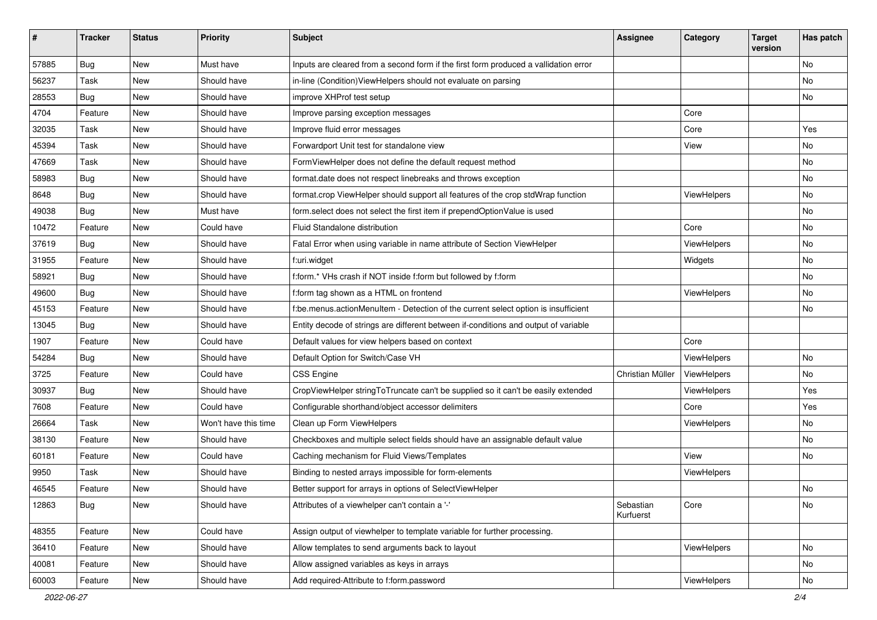| # | Tracker | Status | Priority | Subject | Assignee | Category | Target version | Has patch |
|---|---|---|---|---|---|---|---|---|
| 57885 | Bug | New | Must have | Inputs are cleared from a second form if the first form produced a vallidation error | | | | No |
| 56237 | Task | New | Should have | in-line (Condition)ViewHelpers should not evaluate on parsing | | | | No |
| 28553 | Bug | New | Should have | improve XHProf test setup | | | | No |
| 4704 | Feature | New | Should have | Improve parsing exception messages | | Core | | |
| 32035 | Task | New | Should have | Improve fluid error messages | | Core | | Yes |
| 45394 | Task | New | Should have | Forwardport Unit test for standalone view | | View | | No |
| 47669 | Task | New | Should have | FormViewHelper does not define the default request method | | | | No |
| 58983 | Bug | New | Should have | format.date does not respect linebreaks and throws exception | | | | No |
| 8648 | Bug | New | Should have | format.crop ViewHelper should support all features of the crop stdWrap function | | ViewHelpers | | No |
| 49038 | Bug | New | Must have | form.select does not select the first item if prependOptionValue is used | | | | No |
| 10472 | Feature | New | Could have | Fluid Standalone distribution | | Core | | No |
| 37619 | Bug | New | Should have | Fatal Error when using variable in name attribute of Section ViewHelper | | ViewHelpers | | No |
| 31955 | Feature | New | Should have | f:uri.widget | | Widgets | | No |
| 58921 | Bug | New | Should have | f:form.* VHs crash if NOT inside f:form but followed by f:form | | | | No |
| 49600 | Bug | New | Should have | f:form tag shown as a HTML on frontend | | ViewHelpers | | No |
| 45153 | Feature | New | Should have | f:be.menus.actionMenuItem - Detection of the current select option is insufficient | | | | No |
| 13045 | Bug | New | Should have | Entity decode of strings are different between if-conditions and output of variable | | | | |
| 1907 | Feature | New | Could have | Default values for view helpers based on context | | Core | | |
| 54284 | Bug | New | Should have | Default Option for Switch/Case VH | | ViewHelpers | | No |
| 3725 | Feature | New | Could have | CSS Engine | Christian Müller | ViewHelpers | | No |
| 30937 | Bug | New | Should have | CropViewHelper stringToTruncate can't be supplied so it can't be easily extended | | ViewHelpers | | Yes |
| 7608 | Feature | New | Could have | Configurable shorthand/object accessor delimiters | | Core | | Yes |
| 26664 | Task | New | Won't have this time | Clean up Form ViewHelpers | | ViewHelpers | | No |
| 38130 | Feature | New | Should have | Checkboxes and multiple select fields should have an assignable default value | | | | No |
| 60181 | Feature | New | Could have | Caching mechanism for Fluid Views/Templates | | View | | No |
| 9950 | Task | New | Should have | Binding to nested arrays impossible for form-elements | | ViewHelpers | | |
| 46545 | Feature | New | Should have | Better support for arrays in options of SelectViewHelper | | | | No |
| 12863 | Bug | New | Should have | Attributes of a viewhelper can't contain a '-' | Sebastian Kurfuerst | Core | | No |
| 48355 | Feature | New | Could have | Assign output of viewhelper to template variable for further processing. | | | | |
| 36410 | Feature | New | Should have | Allow templates to send arguments back to layout | | ViewHelpers | | No |
| 40081 | Feature | New | Should have | Allow assigned variables as keys in arrays | | | | No |
| 60003 | Feature | New | Should have | Add required-Attribute to f:form.password | | ViewHelpers | | No |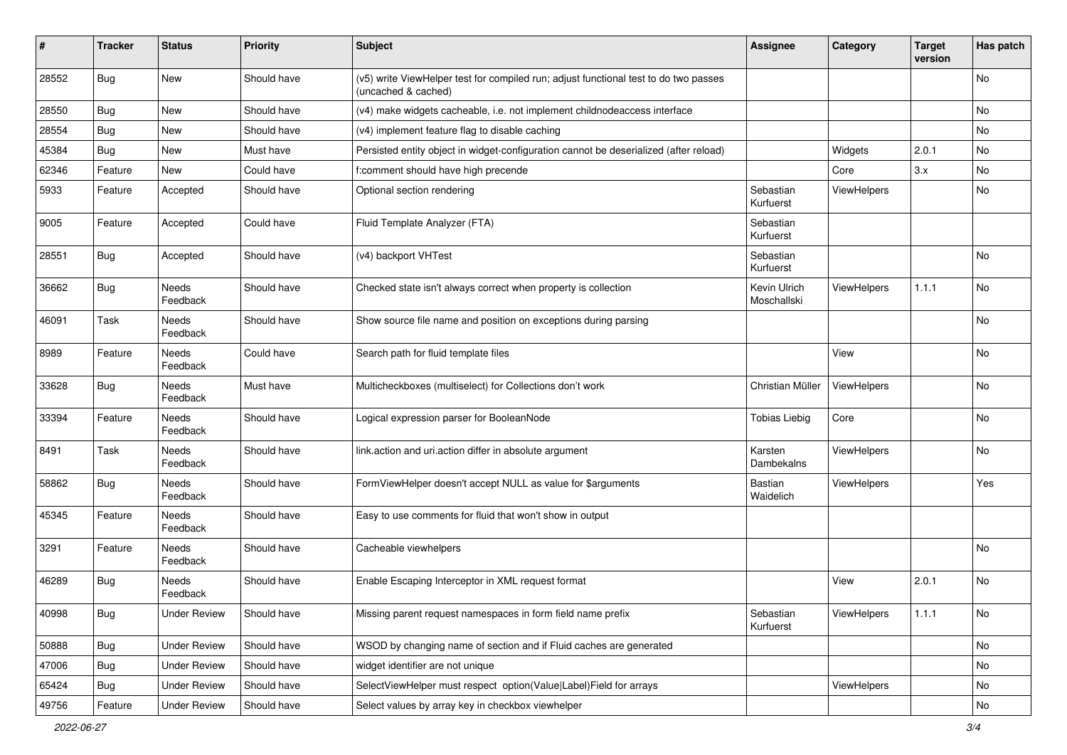| # | Tracker | Status | Priority | Subject | Assignee | Category | Target version | Has patch |
|---|---|---|---|---|---|---|---|---|
| 28552 | Bug | New | Should have | (v5) write ViewHelper test for compiled run; adjust functional test to do two passes (uncached & cached) | | | | No |
| 28550 | Bug | New | Should have | (v4) make widgets cacheable, i.e. not implement childnodeaccess interface | | | | No |
| 28554 | Bug | New | Should have | (v4) implement feature flag to disable caching | | | | No |
| 45384 | Bug | New | Must have | Persisted entity object in widget-configuration cannot be deserialized (after reload) | | Widgets | 2.0.1 | No |
| 62346 | Feature | New | Could have | f:comment should have high precende | | Core | 3.x | No |
| 5933 | Feature | Accepted | Should have | Optional section rendering | Sebastian Kurfuerst | ViewHelpers | | No |
| 9005 | Feature | Accepted | Could have | Fluid Template Analyzer (FTA) | Sebastian Kurfuerst | | | |
| 28551 | Bug | Accepted | Should have | (v4) backport VHTest | Sebastian Kurfuerst | | | No |
| 36662 | Bug | Needs Feedback | Should have | Checked state isn't always correct when property is collection | Kevin Ulrich Moschallski | ViewHelpers | 1.1.1 | No |
| 46091 | Task | Needs Feedback | Should have | Show source file name and position on exceptions during parsing | | | | No |
| 8989 | Feature | Needs Feedback | Could have | Search path for fluid template files | | View | | No |
| 33628 | Bug | Needs Feedback | Must have | Multicheckboxes (multiselect) for Collections don't work | Christian Müller | ViewHelpers | | No |
| 33394 | Feature | Needs Feedback | Should have | Logical expression parser for BooleanNode | Tobias Liebig | Core | | No |
| 8491 | Task | Needs Feedback | Should have | link.action and uri.action differ in absolute argument | Karsten Dambekalns | ViewHelpers | | No |
| 58862 | Bug | Needs Feedback | Should have | FormViewHelper doesn't accept NULL as value for $arguments | Bastian Waidelich | ViewHelpers | | Yes |
| 45345 | Feature | Needs Feedback | Should have | Easy to use comments for fluid that won't show in output | | | | |
| 3291 | Feature | Needs Feedback | Should have | Cacheable viewhelpers | | | | No |
| 46289 | Bug | Needs Feedback | Should have | Enable Escaping Interceptor in XML request format | | View | 2.0.1 | No |
| 40998 | Bug | Under Review | Should have | Missing parent request namespaces in form field name prefix | Sebastian Kurfuerst | ViewHelpers | 1.1.1 | No |
| 50888 | Bug | Under Review | Should have | WSOD by changing name of section and if Fluid caches are generated | | | | No |
| 47006 | Bug | Under Review | Should have | widget identifier are not unique | | | | No |
| 65424 | Bug | Under Review | Should have | SelectViewHelper must respect option(Value\|Label)Field for arrays | | ViewHelpers | | No |
| 49756 | Feature | Under Review | Should have | Select values by array key in checkbox viewhelper | | | | No |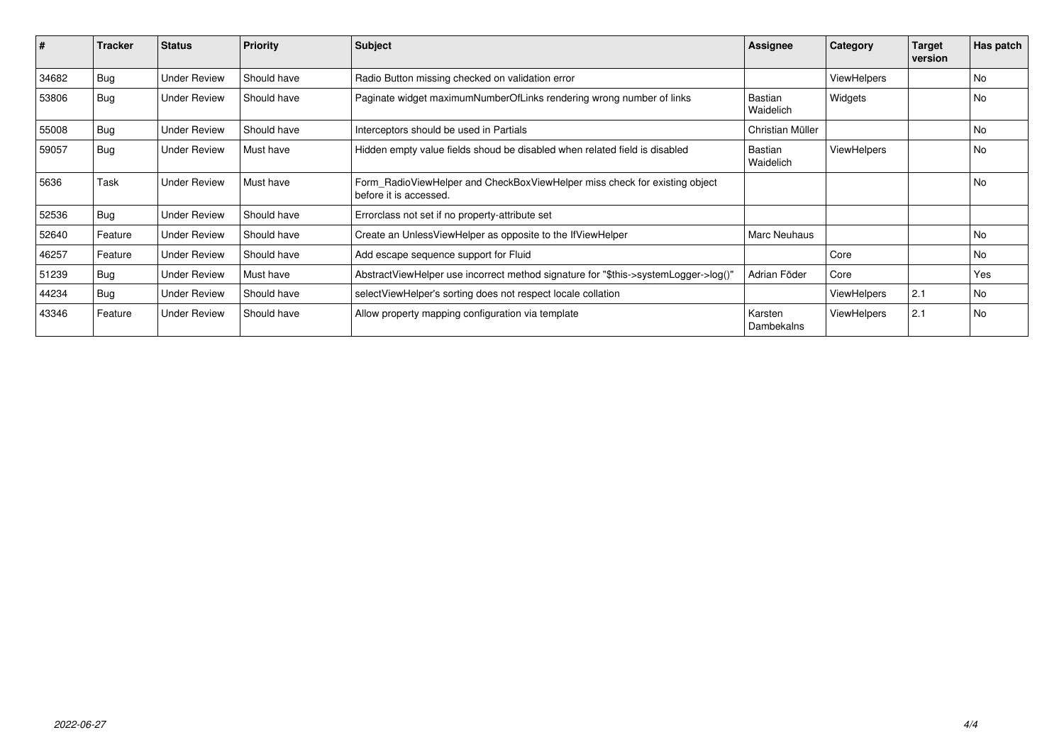| # | Tracker | Status | Priority | Subject | Assignee | Category | Target version | Has patch |
|---|---|---|---|---|---|---|---|---|
| 34682 | Bug | Under Review | Should have | Radio Button missing checked on validation error | | ViewHelpers | | No |
| 53806 | Bug | Under Review | Should have | Paginate widget maximumNumberOfLinks rendering wrong number of links | Bastian Waidelich | Widgets | | No |
| 55008 | Bug | Under Review | Should have | Interceptors should be used in Partials | Christian Müller | | | No |
| 59057 | Bug | Under Review | Must have | Hidden empty value fields shoud be disabled when related field is disabled | Bastian Waidelich | ViewHelpers | | No |
| 5636 | Task | Under Review | Must have | Form_RadioViewHelper and CheckBoxViewHelper miss check for existing object before it is accessed. | | | | No |
| 52536 | Bug | Under Review | Should have | Errorclass not set if no property-attribute set | | | | |
| 52640 | Feature | Under Review | Should have | Create an UnlessViewHelper as opposite to the IfViewHelper | Marc Neuhaus | | | No |
| 46257 | Feature | Under Review | Should have | Add escape sequence support for Fluid | | Core | | No |
| 51239 | Bug | Under Review | Must have | AbstractViewHelper use incorrect method signature for "$this->systemLogger->log()" | Adrian Föder | Core | | Yes |
| 44234 | Bug | Under Review | Should have | selectViewHelper's sorting does not respect locale collation | | ViewHelpers | 2.1 | No |
| 43346 | Feature | Under Review | Should have | Allow property mapping configuration via template | Karsten Dambekalns | ViewHelpers | 2.1 | No |

*2022-06-27*